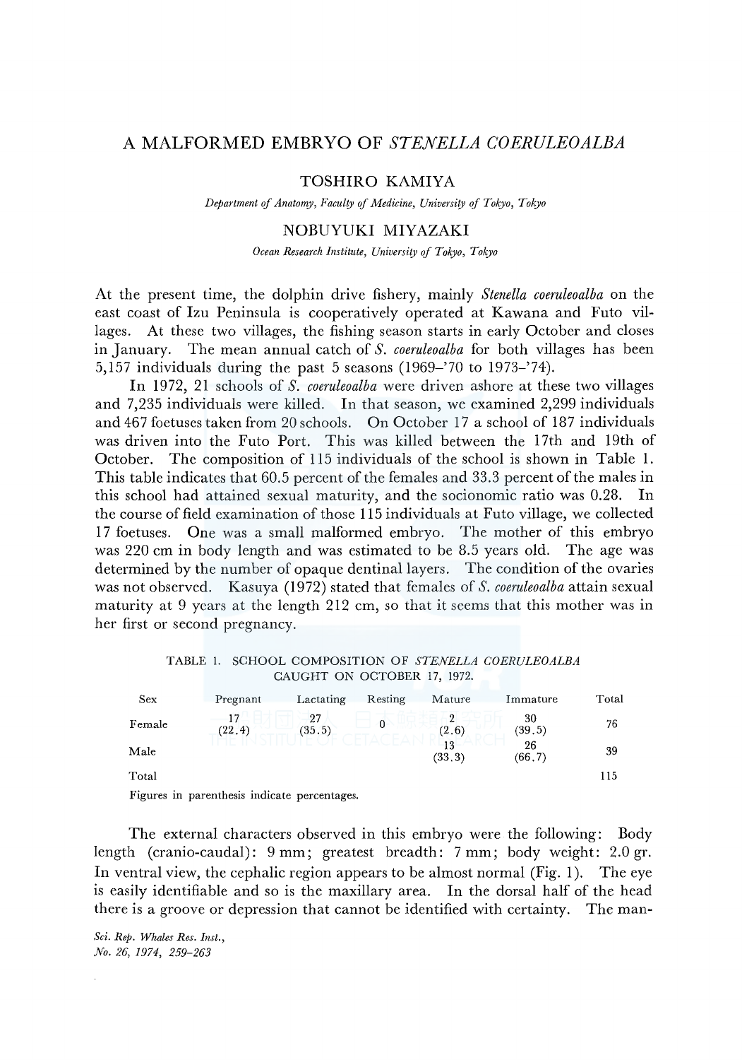# A MALFORMED EMBRYO OF *STENELLA COERULEOALBA*

## TOSHIRO KAMIYA

*Department of Anatomy, Faculty of Medicine, University of Tokyo, Tokyo*

## NOBUYUKI MIYAZAKI

*Ocean Research Institute, University of Tokyo, Tokyo*

At the present time, the dolphin drive fishery, mainly *Stenella coeruleoalba* on the east coast of Izu Peninsula is cooperatively operated at Kawana and Futo villages. At these two villages, the fishing season starts in early October and closes in January. The mean annual catch of *S. coeruleoalba* for both villages has been 5,157 individuals during the past 5 seasons (1969–'70 to 1973–'74).

In 1972, 21 schools of *S. coeruleoalba* were driven ashore at these two villages and 7,235 individuals were killed. In that season, we examined 2,299 individuals and 467 foetuses taken from 20 schools. On October 17 a school of 187 individuals was driven into the Futo Port. This was killed between the 17th and 19th of October. The composition of 115 individuals of the school is shown in Table 1. This table indicates that 60.5 percent of the females and 33.3 percent of the males in this school had attained sexual maturity, and the socionomic ratio was 0.28. In the course of field examination of those 115 individuals at Futo village, we collected 17 foetuses. One was a small malformed embryo. The mother of this embryo was 220 cm in body length and was estimated to be 8.5 years old. The age was determined by the number of opaque dentinal layers. The condition of the ovaries was not observed. Kasuya (1972) stated that females of *S. coeruleoalba* attain sexual maturity at 9 years at the length 212 cm, so that it seems that this mother was in her first or second pregnancy.

TABLE 1. SCHOOL COMPOSITION OF *STENELLA COERULEOALBA* CAUGHT ON OCTOBER 17, 1972.

| Sex | Pregnant | Lactating | Resting | Mature | Immature | Total |
|---|---|---|---|---|---|---|
| Female | 17 (22.4) | 27 (35.5) | 0 | 2 (2.6) | 30 (39.5) | 76 |
| Male | | | | 13 (33.3) | 26 (66.7) | 39 |
| Total | | | | | | 115 |

Figures in parenthesis indicate percentages.

The external characters observed in this embryo were the following: Body length (cranio-caudal): 9 mm; greatest breadth: 7 mm; body weight: 2.0 gr. In ventral view, the cephalic region appears to be almost normal (Fig. 1). The eye is easily identifiable and so is the maxillary area. In the dorsal half of the head there is a groove or depression that cannot be identified with certainty. The man-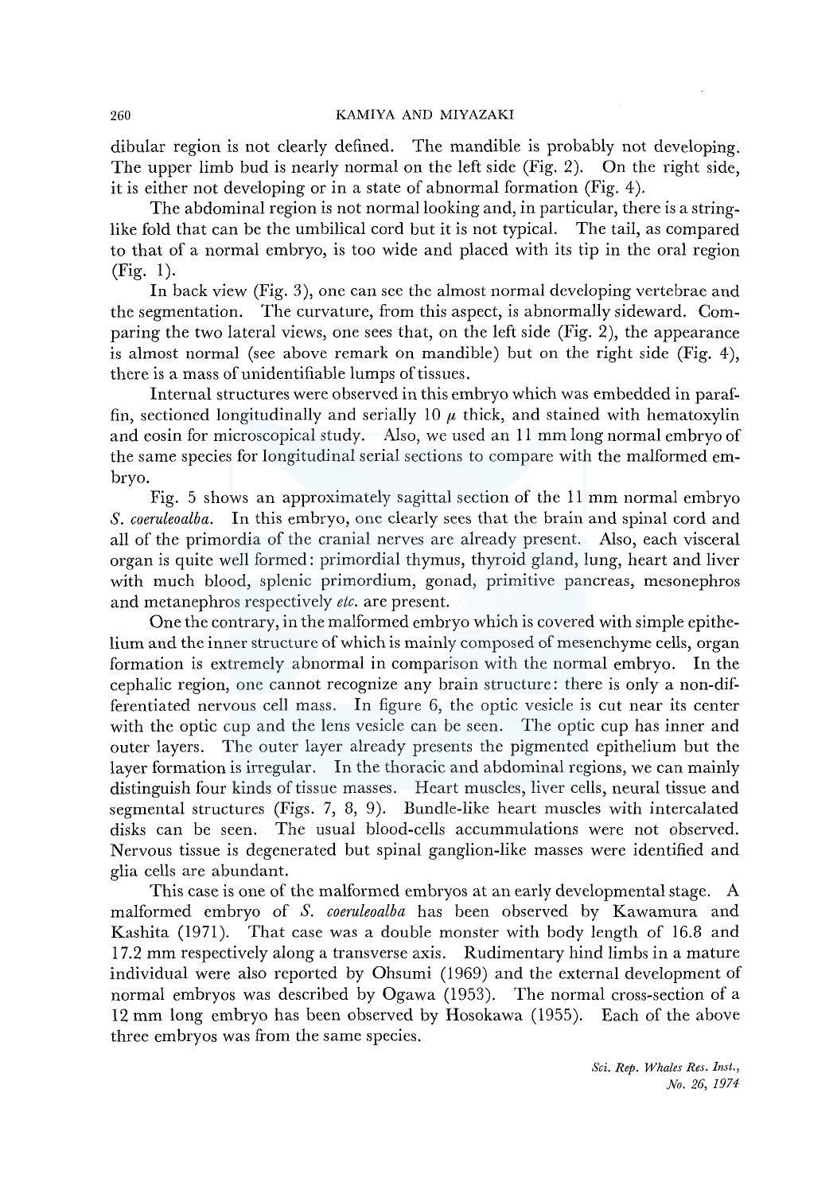dibular region is not clearly defined. The mandible is probably not developing. The upper limb bud is nearly normal on the left side (Fig. 2). On the right side, it is either not developing or in a state of abnormal formation (Fig. 4).

The abdominal region is not normal looking and, in particular, there is a string-like fold that can be the umbilical cord but it is not typical. The tail, as compared to that of a normal embryo, is too wide and placed with its tip in the oral region (Fig. 1).

In back view (Fig. 3), one can see the almost normal developing vertebrae and the segmentation. The curvature, from this aspect, is abnormally sideward. Comparing the two lateral views, one sees that, on the left side (Fig. 2), the appearance is almost normal (see above remark on mandible) but on the right side (Fig. 4), there is a mass of unidentifiable lumps of tissues.

Internal structures were observed in this embryo which was embedded in paraffin, sectioned longitudinally and serially 10 $\mu$ thick, and stained with hematoxylin and eosin for microscopical study. Also, we used an 11 mm long normal embryo of the same species for longitudinal serial sections to compare with the malformed embryo.

Fig. 5 shows an approximately sagittal section of the 11 mm normal embryo *S. coeruleoalba*. In this embryo, one clearly sees that the brain and spinal cord and all of the primordia of the cranial nerves are already present. Also, each visceral organ is quite well formed: primordial thymus, thyroid gland, lung, heart and liver with much blood, splenic primordium, gonad, primitive pancreas, mesonephros and metanephros respectively *etc.* are present.

One the contrary, in the malformed embryo which is covered with simple epithelium and the inner structure of which is mainly composed of mesenchyme cells, organ formation is extremely abnormal in comparison with the normal embryo. In the cephalic region, one cannot recognize any brain structure: there is only a non-differentiated nervous cell mass. In figure 6, the optic vesicle is cut near its center with the optic cup and the lens vesicle can be seen. The optic cup has inner and outer layers. The outer layer already presents the pigmented epithelium but the layer formation is irregular. In the thoracic and abdominal regions, we can mainly distinguish four kinds of tissue masses. Heart muscles, liver cells, neural tissue and segmental structures (Figs. 7, 8, 9). Bundle-like heart muscles with intercalated disks can be seen. The usual blood-cells accummulations were not observed. Nervous tissue is degenerated but spinal ganglion-like masses were identified and glia cells are abundant.

This case is one of the malformed embryos at an early developmental stage. A malformed embryo of *S. coeruleoalba* has been observed by Kawamura and Kashita (1971). That case was a double monster with body length of 16.8 and 17.2 mm respectively along a transverse axis. Rudimentary hind limbs in a mature individual were also reported by Ohsumi (1969) and the external development of normal embryos was described by Ogawa (1953). The normal cross-section of a 12 mm long embryo has been observed by Hosokawa (1955). Each of the above three embryos was from the same species.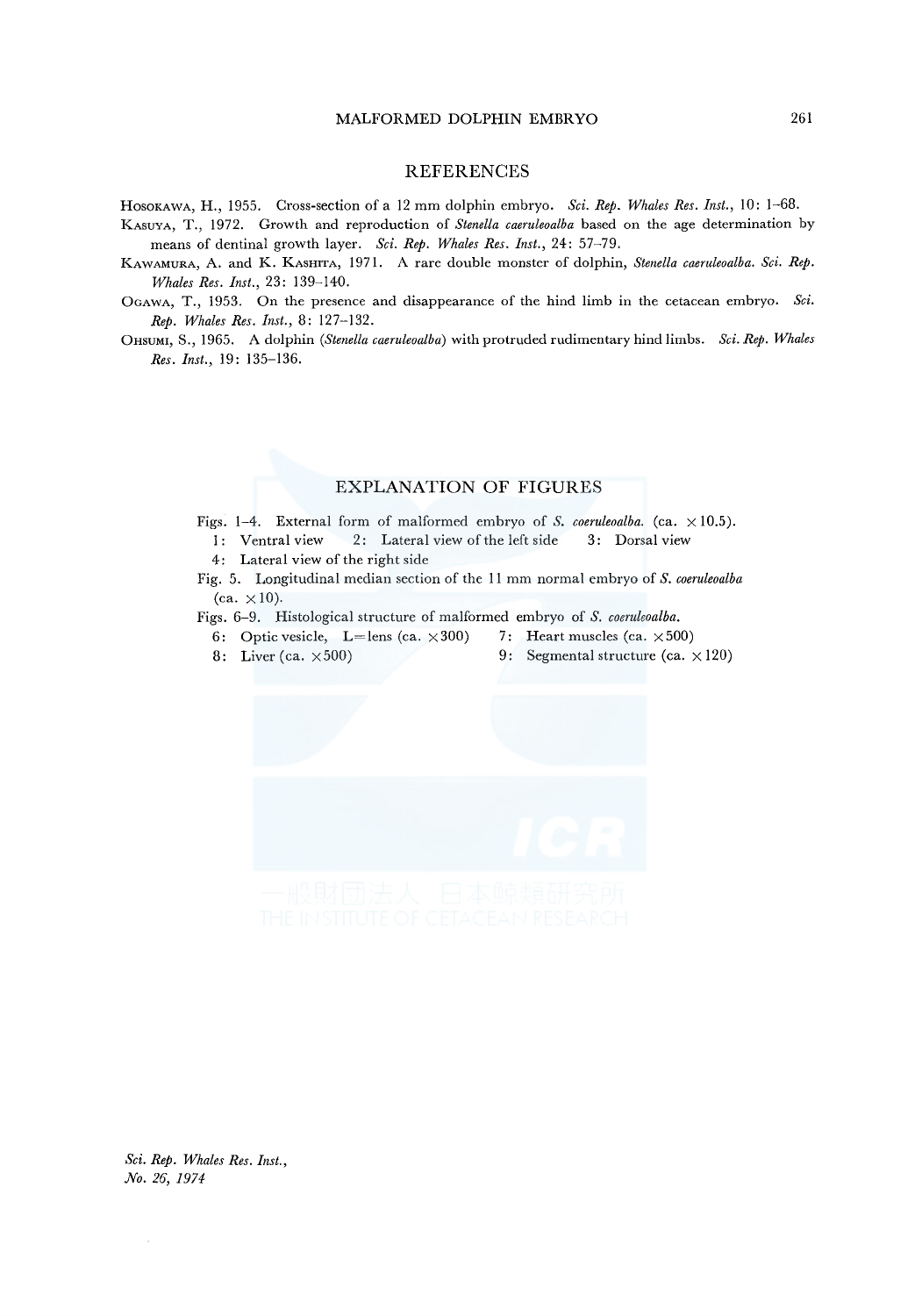## REFERENCES

Hosokawa, H., 1955. Cross-section of a 12 mm dolphin embryo. *Sci. Rep. Whales Res. Inst.*, 10: 1–68.

Kasuya, T., 1972. Growth and reproduction of *Stenella caeruleoalba* based on the age determination by means of dentinal growth layer. *Sci. Rep. Whales Res. Inst.*, 24: 57–79.

Kawamura, A. and K. Kashita, 1971. A rare double monster of dolphin, *Stenella caeruleoalba*. *Sci. Rep. Whales Res. Inst.*, 23: 139–140.

Ogawa, T., 1953. On the presence and disappearance of the hind limb in the cetacean embryo. *Sci. Rep. Whales Res. Inst.*, 8: 127–132.

Ohsumi, S., 1965. A dolphin (*Stenella caeruleoalba*) with protruded rudimentary hind limbs. *Sci. Rep. Whales Res. Inst.*, 19: 135–136.

## EXPLANATION OF FIGURES

Figs. 1–4. External form of malformed embryo of *S. coeruleoalba*. (ca. ×10.5).

1: Ventral view 2: Lateral view of the left side 3: Dorsal view

4: Lateral view of the right side

Fig. 5. Longitudinal median section of the 11 mm normal embryo of *S. coeruleoalba* (ca. ×10).

Figs. 6–9. Histological structure of malformed embryo of *S. coeruleoalba*.

6: Optic vesicle, L=lens (ca. ×300) 7: Heart muscles (ca. ×500)

8: Liver (ca. ×500) 9: Segmental structure (ca. ×120)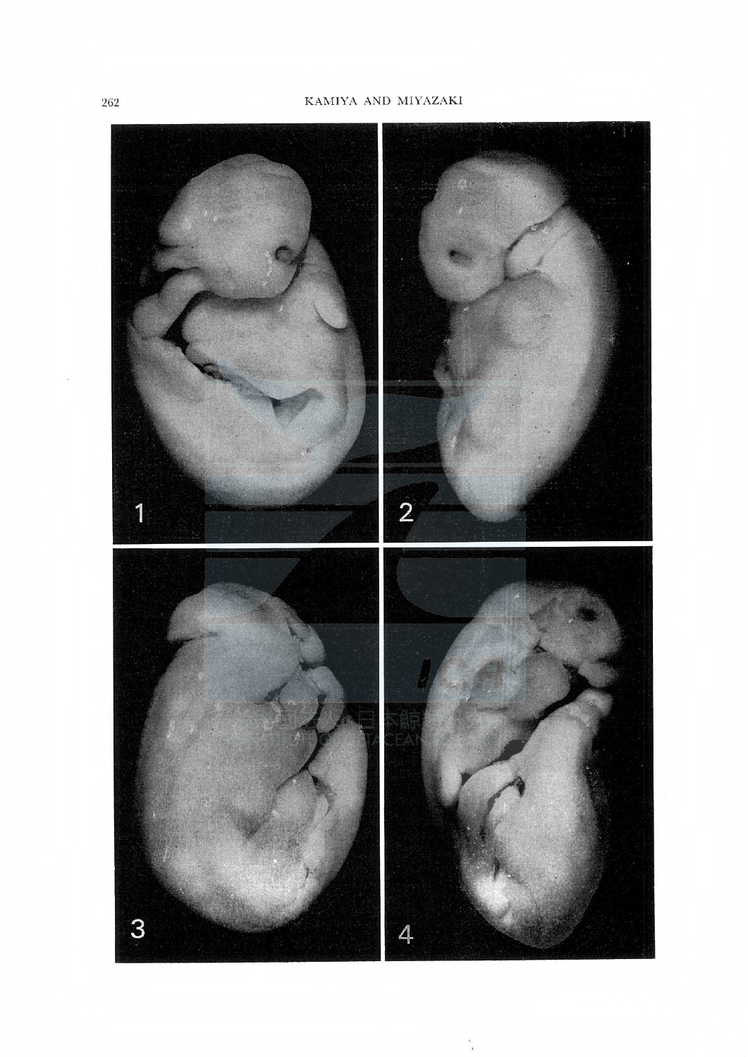1

2

3

4